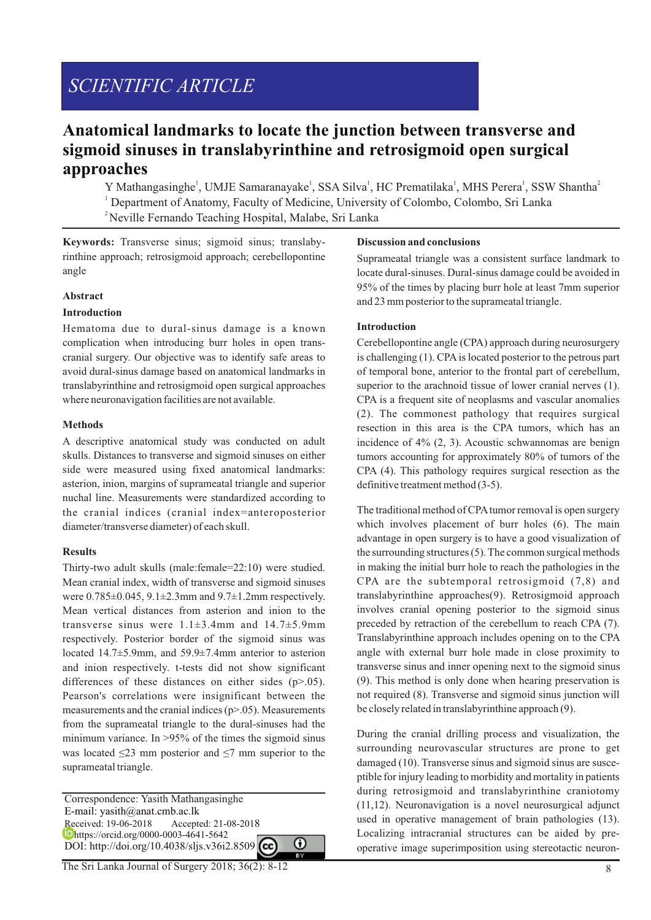SCIENTIFIC ARTICLE

# Anatomical landmarks to locate the junction between transverse and sigmoid sinuses in translabyrinthine and retrosigmoid open surgical approaches

Y Mathangasinghe[1], UMJE Samaranayake[1], SSA Silva[1], HC Prematilaka[1], MHS Perera[1], SSW Shantha[2]

[1] Department of Anatomy, Faculty of Medicine, University of Colombo, Colombo, Sri Lanka

[2] Neville Fernando Teaching Hospital, Malabe, Sri Lanka

**Keywords:** Transverse sinus; sigmoid sinus; translabyrinthine approach; retrosigmoid approach; cerebellopontine angle

## Abstract

### Introduction

Hematoma due to dural-sinus damage is a known complication when introducing burr holes in open trans-cranial surgery. Our objective was to identify safe areas to avoid dural-sinus damage based on anatomical landmarks in translabyrinthine and retrosigmoid open surgical approaches where neuronavigation facilities are not available.

### Methods

A descriptive anatomical study was conducted on adult skulls. Distances to transverse and sigmoid sinuses on either side were measured using fixed anatomical landmarks: asterion, inion, margins of suprameatal triangle and superior nuchal line. Measurements were standardized according to the cranial indices (cranial index=anteroposterior diameter/transverse diameter) of each skull.

### Results

Thirty-two adult skulls (male:female=22:10) were studied. Mean cranial index, width of transverse and sigmoid sinuses were 0.785±0.045, 9.1±2.3mm and 9.7±1.2mm respectively. Mean vertical distances from asterion and inion to the transverse sinus were 1.1±3.4mm and 14.7±5.9mm respectively. Posterior border of the sigmoid sinus was located 14.7±5.9mm, and 59.9±7.4mm anterior to asterion and inion respectively. t-tests did not show significant differences of these distances on either sides ($p>.05$). Pearson's correlations were insignificant between the measurements and the cranial indices ($p>.05$). Measurements from the suprameatal triangle to the dural-sinuses had the minimum variance. In >95% of the times the sigmoid sinus was located ≤23 mm posterior and ≤7 mm superior to the suprameatal triangle.

### Discussion and conclusions

Suprameatal triangle was a consistent surface landmark to locate dural-sinuses. Dural-sinus damage could be avoided in 95% of the times by placing burr hole at least 7mm superior and 23 mm posterior to the suprameatal triangle.

Correspondence: Yasith Mathangasinghe
E-mail: yasith@anat.cmb.ac.lk
Received: 19-06-2018 Accepted: 21-08-2018
https://orcid.org/0000-0003-4641-5642
DOI: http://doi.org/10.4038/sljs.v36i2.8509

## Introduction

Cerebellopontine angle (CPA) approach during neurosurgery is challenging (1). CPA is located posterior to the petrous part of temporal bone, anterior to the frontal part of cerebellum, superior to the arachnoid tissue of lower cranial nerves (1). CPA is a frequent site of neoplasms and vascular anomalies (2). The commonest pathology that requires surgical resection in this area is the CPA tumors, which has an incidence of 4% (2, 3). Acoustic schwannomas are benign tumors accounting for approximately 80% of tumors of the CPA (4). This pathology requires surgical resection as the definitive treatment method (3-5).

The traditional method of CPA tumor removal is open surgery which involves placement of burr holes (6). The main advantage in open surgery is to have a good visualization of the surrounding structures (5). The common surgical methods in making the initial burr hole to reach the pathologies in the CPA are the subtemporal retrosigmoid (7,8) and translabyrinthine approaches(9). Retrosigmoid approach involves cranial opening posterior to the sigmoid sinus preceded by retraction of the cerebellum to reach CPA (7). Translabyrinthine approach includes opening on to the CPA angle with external burr hole made in close proximity to transverse sinus and inner opening next to the sigmoid sinus (9). This method is only done when hearing preservation is not required (8). Transverse and sigmoid sinus junction will be closely related in translabyrinthine approach (9).

During the cranial drilling process and visualization, the surrounding neurovascular structures are prone to get damaged (10). Transverse sinus and sigmoid sinus are susceptible for injury leading to morbidity and mortality in patients during retrosigmoid and translabyrinthine craniotomy (11,12). Neuronavigation is a novel neurosurgical adjunct used in operative management of brain pathologies (13). Localizing intracranial structures can be aided by pre-operative image superimposition using stereotactic neuron-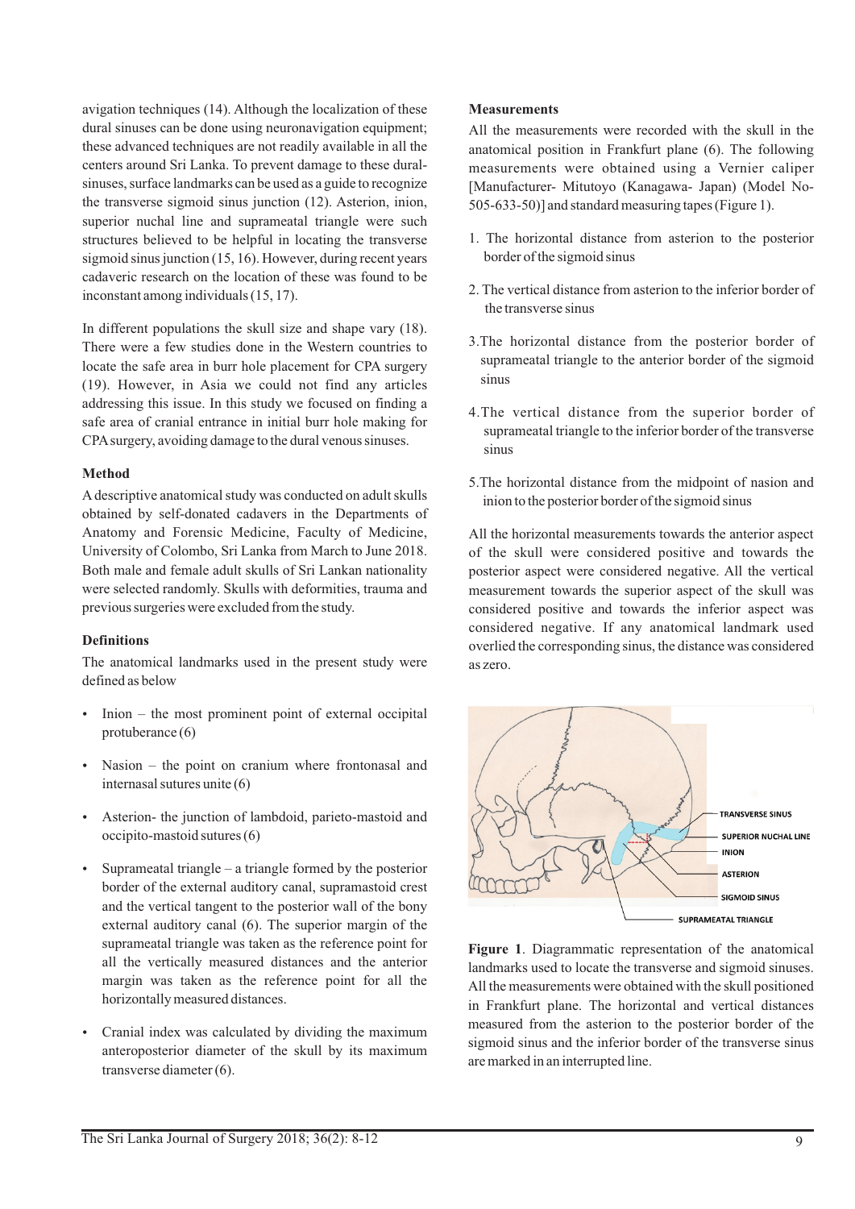avigation techniques (14). Although the localization of these dural sinuses can be done using neuronavigation equipment; these advanced techniques are not readily available in all the centers around Sri Lanka. To prevent damage to these dural-sinuses, surface landmarks can be used as a guide to recognize the transverse sigmoid sinus junction (12). Asterion, inion, superior nuchal line and suprameatal triangle were such structures believed to be helpful in locating the transverse sigmoid sinus junction (15, 16). However, during recent years cadaveric research on the location of these was found to be inconstant among individuals (15, 17).

In different populations the skull size and shape vary (18). There were a few studies done in the Western countries to locate the safe area in burr hole placement for CPA surgery (19). However, in Asia we could not find any articles addressing this issue. In this study we focused on finding a safe area of cranial entrance in initial burr hole making for CPA surgery, avoiding damage to the dural venous sinuses.

**Method**

A descriptive anatomical study was conducted on adult skulls obtained by self-donated cadavers in the Departments of Anatomy and Forensic Medicine, Faculty of Medicine, University of Colombo, Sri Lanka from March to June 2018. Both male and female adult skulls of Sri Lankan nationality were selected randomly. Skulls with deformities, trauma and previous surgeries were excluded from the study.

**Definitions**

The anatomical landmarks used in the present study were defined as below

- Inion – the most prominent point of external occipital protuberance (6)
- Nasion – the point on cranium where frontonasal and internasal sutures unite (6)
- Asterion- the junction of lambdoid, parieto-mastoid and occipito-mastoid sutures (6)
- Suprameatal triangle – a triangle formed by the posterior border of the external auditory canal, supramastoid crest and the vertical tangent to the posterior wall of the bony external auditory canal (6). The superior margin of the suprameatal triangle was taken as the reference point for all the vertically measured distances and the anterior margin was taken as the reference point for all the horizontally measured distances.
- Cranial index was calculated by dividing the maximum anteroposterior diameter of the skull by its maximum transverse diameter (6).

**Measurements**

All the measurements were recorded with the skull in the anatomical position in Frankfurt plane (6). The following measurements were obtained using a Vernier caliper [Manufacturer- Mitutoyo (Kanagawa- Japan) (Model No- 505-633-50)] and standard measuring tapes (Figure 1).

1. The horizontal distance from asterion to the posterior border of the sigmoid sinus
2. The vertical distance from asterion to the inferior border of the the transverse sinus
3. The horizontal distance from the posterior border of suprameatal triangle to the anterior border of the sigmoid sinus
4. The vertical distance from the superior border of suprameatal triangle to the inferior border of the transverse sinus
5. The horizontal distance from the midpoint of nasion and inion to the posterior border of the sigmoid sinus

All the horizontal measurements towards the anterior aspect of the skull were considered positive and towards the posterior aspect were considered negative. All the vertical measurement towards the superior aspect of the skull was considered positive and towards the inferior aspect was considered negative. If any anatomical landmark used overlied the corresponding sinus, the distance was considered as zero.

**Figure 1**. Diagrammatic representation of the anatomical landmarks used to locate the transverse and sigmoid sinuses. All the measurements were obtained with the skull positioned in Frankfurt plane. The horizontal and vertical distances measured from the asterion to the posterior border of the sigmoid sinus and the inferior border of the transverse sinus are marked in an interrupted line.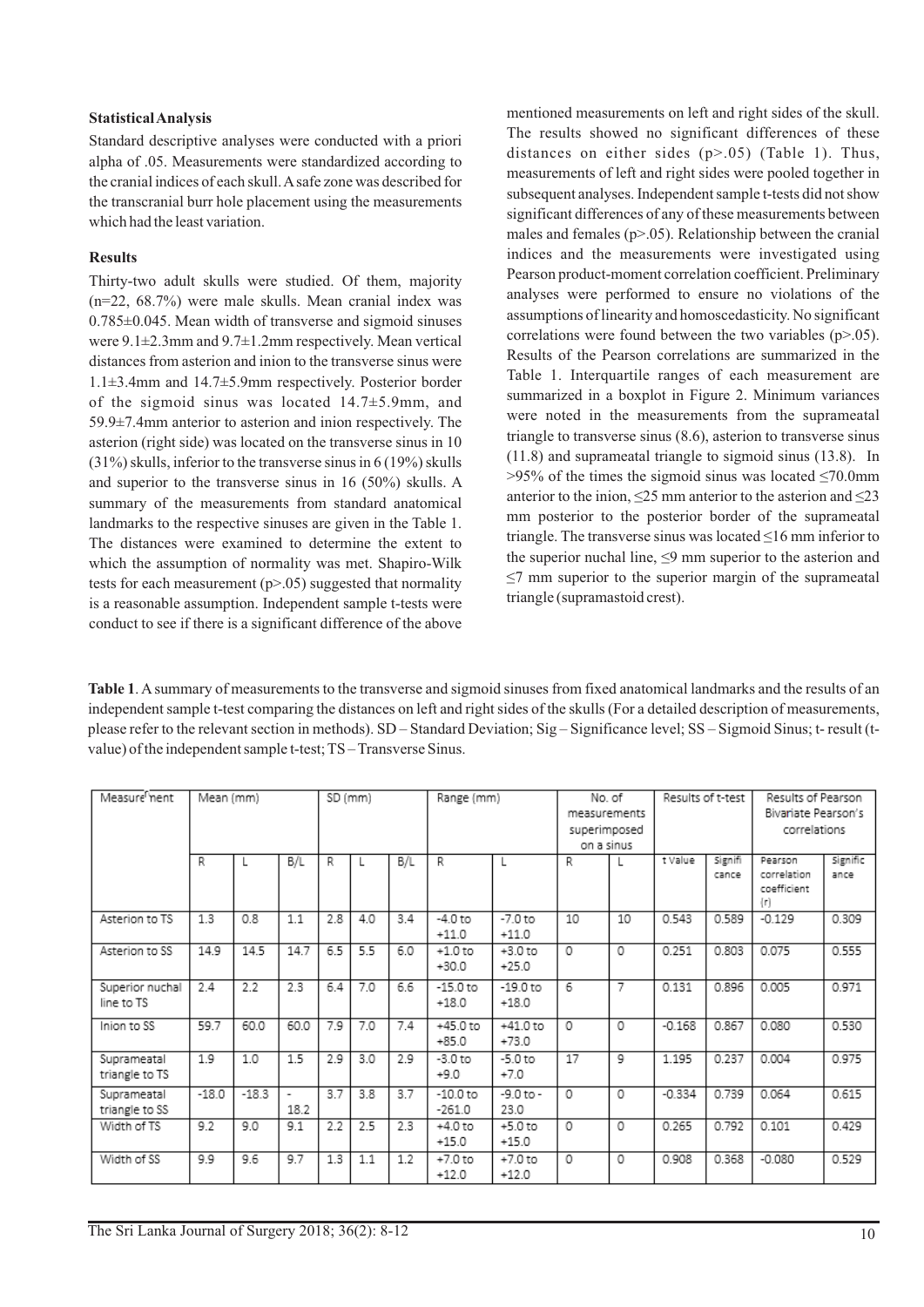**Statistical Analysis**

Standard descriptive analyses were conducted with a priori alpha of .05. Measurements were standardized according to the cranial indices of each skull. A safe zone was described for the transcranial burr hole placement using the measurements which had the least variation.

**Results**

Thirty-two adult skulls were studied. Of them, majority (n=22, 68.7%) were male skulls. Mean cranial index was 0.785±0.045. Mean width of transverse and sigmoid sinuses were 9.1±2.3mm and 9.7±1.2mm respectively. Mean vertical distances from asterion and inion to the transverse sinus were 1.1±3.4mm and 14.7±5.9mm respectively. Posterior border of the sigmoid sinus was located 14.7±5.9mm, and 59.9±7.4mm anterior to asterion and inion respectively. The asterion (right side) was located on the transverse sinus in 10 (31%) skulls, inferior to the transverse sinus in 6 (19%) skulls and superior to the transverse sinus in 16 (50%) skulls. A summary of the measurements from standard anatomical landmarks to the respective sinuses are given in the Table 1. The distances were examined to determine the extent to which the assumption of normality was met. Shapiro-Wilk tests for each measurement (p>.05) suggested that normality is a reasonable assumption. Independent sample t-tests were conduct to see if there is a significant difference of the above mentioned measurements on left and right sides of the skull. The results showed no significant differences of these distances on either sides (p>.05) (Table 1). Thus, measurements of left and right sides were pooled together in subsequent analyses. Independent sample t-tests did not show significant differences of any of these measurements between males and females (p>.05). Relationship between the cranial indices and the measurements were investigated using Pearson product-moment correlation coefficient. Preliminary analyses were performed to ensure no violations of the assumptions of linearity and homoscedasticity. No significant correlations were found between the two variables (p>.05). Results of the Pearson correlations are summarized in the Table 1. Interquartile ranges of each measurement are summarized in a boxplot in Figure 2. Minimum variances were noted in the measurements from the suprameatal triangle to transverse sinus (8.6), asterion to transverse sinus (11.8) and suprameatal triangle to sigmoid sinus (13.8). In >95% of the times the sigmoid sinus was located ≤70.0mm anterior to the inion, ≤25 mm anterior to the asterion and ≤23 mm posterior to the posterior border of the suprameatal triangle. The transverse sinus was located ≤16 mm inferior to the superior nuchal line, ≤9 mm superior to the asterion and ≤7 mm superior to the superior margin of the suprameatal triangle (supramastoid crest).

**Table 1**. A summary of measurements to the transverse and sigmoid sinuses from fixed anatomical landmarks and the results of an independent sample t-test comparing the distances on left and right sides of the skulls (For a detailed description of measurements, please refer to the relevant section in methods). SD – Standard Deviation; Sig – Significance level; SS – Sigmoid Sinus; t- result (t-value) of the independent sample t-test; TS – Transverse Sinus.

| Measurement | Mean (mm) | | | SD (mm) | | | Range (mm) | | No. of measurements superimposed on a sinus | | Results of t-test | | Results of Pearson Bivariate Pearson's correlations | |
|---|---|---|---|---|---|---|---|---|---|---|---|---|---|---|
| | R | L | B/L | R | L | B/L | R | L | R | L | t Value | Significance | Pearson correlation coefficient (r) | Significance |
| Asterion to TS | 1.3 | 0.8 | 1.1 | 2.8 | 4.0 | 3.4 | -4.0 to +11.0 | -7.0 to +11.0 | 10 | 10 | 0.543 | 0.589 | -0.129 | 0.309 |
| Asterion to SS | 14.9 | 14.5 | 14.7 | 6.5 | 5.5 | 6.0 | +1.0 to +30.0 | +3.0 to +25.0 | 0 | 0 | 0.251 | 0.803 | 0.075 | 0.555 |
| Superior nuchal line to TS | 2.4 | 2.2 | 2.3 | 6.4 | 7.0 | 6.6 | -15.0 to +18.0 | -19.0 to +18.0 | 6 | 7 | 0.131 | 0.896 | 0.005 | 0.971 |
| Inion to SS | 59.7 | 60.0 | 60.0 | 7.9 | 7.0 | 7.4 | +45.0 to +85.0 | +41.0 to +73.0 | 0 | 0 | -0.168 | 0.867 | 0.080 | 0.530 |
| Suprameatal triangle to TS | 1.9 | 1.0 | 1.5 | 2.9 | 3.0 | 2.9 | -3.0 to +9.0 | -5.0 to +7.0 | 17 | 9 | 1.195 | 0.237 | 0.004 | 0.975 |
| Suprameatal triangle to SS | -18.0 | -18.3 | -18.2 | 3.7 | 3.8 | 3.7 | -10.0 to -261.0 | -9.0 to -23.0 | 0 | 0 | -0.334 | 0.739 | 0.064 | 0.615 |
| Width of TS | 9.2 | 9.0 | 9.1 | 2.2 | 2.5 | 2.3 | +4.0 to +15.0 | +5.0 to +15.0 | 0 | 0 | 0.265 | 0.792 | 0.101 | 0.429 |
| Width of SS | 9.9 | 9.6 | 9.7 | 1.3 | 1.1 | 1.2 | +7.0 to +12.0 | +7.0 to +12.0 | 0 | 0 | 0.908 | 0.368 | -0.080 | 0.529 |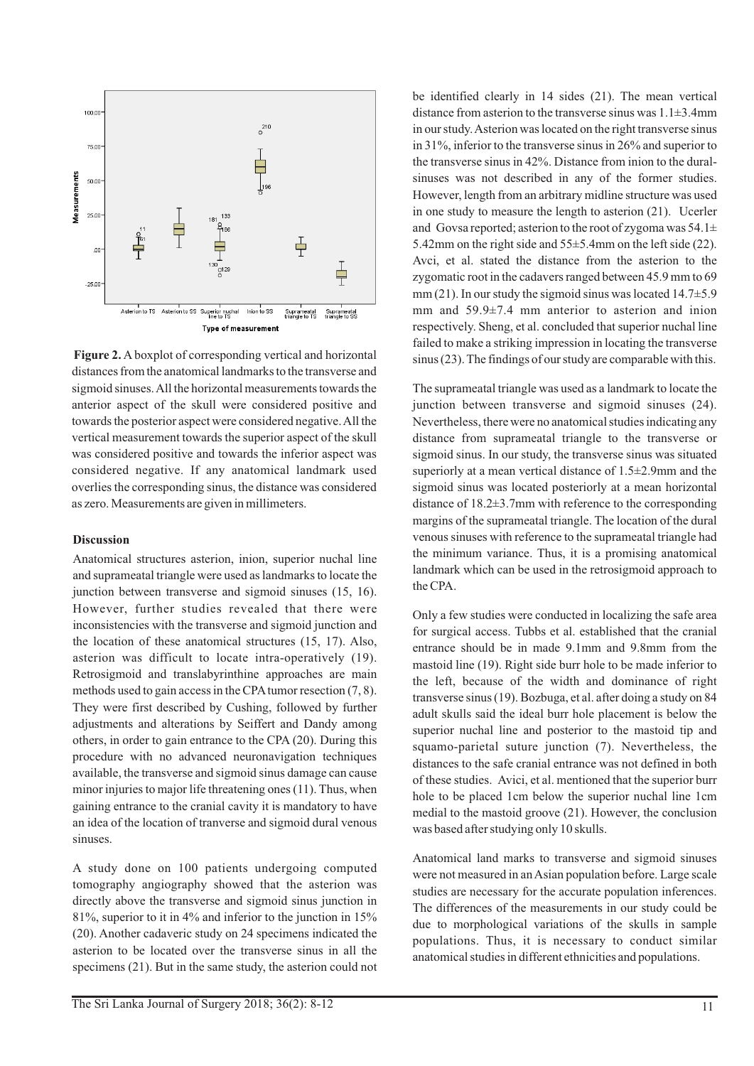**Figure 2.** A boxplot of corresponding vertical and horizontal distances from the anatomical landmarks to the transverse and sigmoid sinuses. All the horizontal measurements towards the anterior aspect of the skull were considered positive and towards the posterior aspect were considered negative. All the vertical measurement towards the superior aspect of the skull was considered positive and towards the inferior aspect was considered negative. If any anatomical landmark used overlies the corresponding sinus, the distance was considered as zero. Measurements are given in millimeters.

### Discussion

Anatomical structures asterion, inion, superior nuchal line and suprameatal triangle were used as landmarks to locate the junction between transverse and sigmoid sinuses (15, 16). However, further studies revealed that there were inconsistencies with the transverse and sigmoid junction and the location of these anatomical structures (15, 17). Also, asterion was difficult to locate intra-operatively (19). Retrosigmoid and translabyrinthine approaches are main methods used to gain access in the CPA tumor resection (7, 8). They were first described by Cushing, followed by further adjustments and alterations by Seiffert and Dandy among others, in order to gain entrance to the CPA (20). During this procedure with no advanced neuronavigation techniques available, the transverse and sigmoid sinus damage can cause minor injuries to major life threatening ones (11). Thus, when gaining entrance to the cranial cavity it is mandatory to have an idea of the location of tranverse and sigmoid dural venous sinuses.

A study done on 100 patients undergoing computed tomography angiography showed that the asterion was directly above the transverse and sigmoid sinus junction in 81%, superior to it in 4% and inferior to the junction in 15% (20). Another cadaveric study on 24 specimens indicated the asterion to be located over the transverse sinus in all the specimens (21). But in the same study, the asterion could not be identified clearly in 14 sides (21). The mean vertical distance from asterion to the transverse sinus was 1.1±3.4mm in our study. Asterion was located on the right transverse sinus in 31%, inferior to the transverse sinus in 26% and superior to the transverse sinus in 42%. Distance from inion to the dural-sinuses was not described in any of the former studies. However, length from an arbitrary midline structure was used in one study to measure the length to asterion (21). Ucerler and Govsa reported; asterion to the root of zygoma was 54.1± 5.42mm on the right side and 55±5.4mm on the left side (22). Avci, et al. stated the distance from the asterion to the zygomatic root in the cadavers ranged between 45.9 mm to 69 mm (21). In our study the sigmoid sinus was located 14.7±5.9 mm and 59.9±7.4 mm anterior to asterion and inion respectively. Sheng, et al. concluded that superior nuchal line failed to make a striking impression in locating the transverse sinus (23). The findings of our study are comparable with this.

The suprameatal triangle was used as a landmark to locate the junction between transverse and sigmoid sinuses (24). Nevertheless, there were no anatomical studies indicating any distance from suprameatal triangle to the transverse or sigmoid sinus. In our study, the transverse sinus was situated superiorly at a mean vertical distance of 1.5±2.9mm and the sigmoid sinus was located posteriorly at a mean horizontal distance of 18.2±3.7mm with reference to the corresponding margins of the suprameatal triangle. The location of the dural venous sinuses with reference to the suprameatal triangle had the minimum variance. Thus, it is a promising anatomical landmark which can be used in the retrosigmoid approach to the CPA.

Only a few studies were conducted in localizing the safe area for surgical access. Tubbs et al. established that the cranial entrance should be in made 9.1mm and 9.8mm from the mastoid line (19). Right side burr hole to be made inferior to the left, because of the width and dominance of right transverse sinus (19). Bozbuga, et al. after doing a study on 84 adult skulls said the ideal burr hole placement is below the superior nuchal line and posterior to the mastoid tip and squamo-parietal suture junction (7). Nevertheless, the distances to the safe cranial entrance was not defined in both of these studies. Avici, et al. mentioned that the superior burr hole to be placed 1cm below the superior nuchal line 1cm medial to the mastoid groove (21). However, the conclusion was based after studying only 10 skulls.

Anatomical land marks to transverse and sigmoid sinuses were not measured in an Asian population before. Large scale studies are necessary for the accurate population inferences. The differences of the measurements in our study could be due to morphological variations of the skulls in sample populations. Thus, it is necessary to conduct similar anatomical studies in different ethnicities and populations.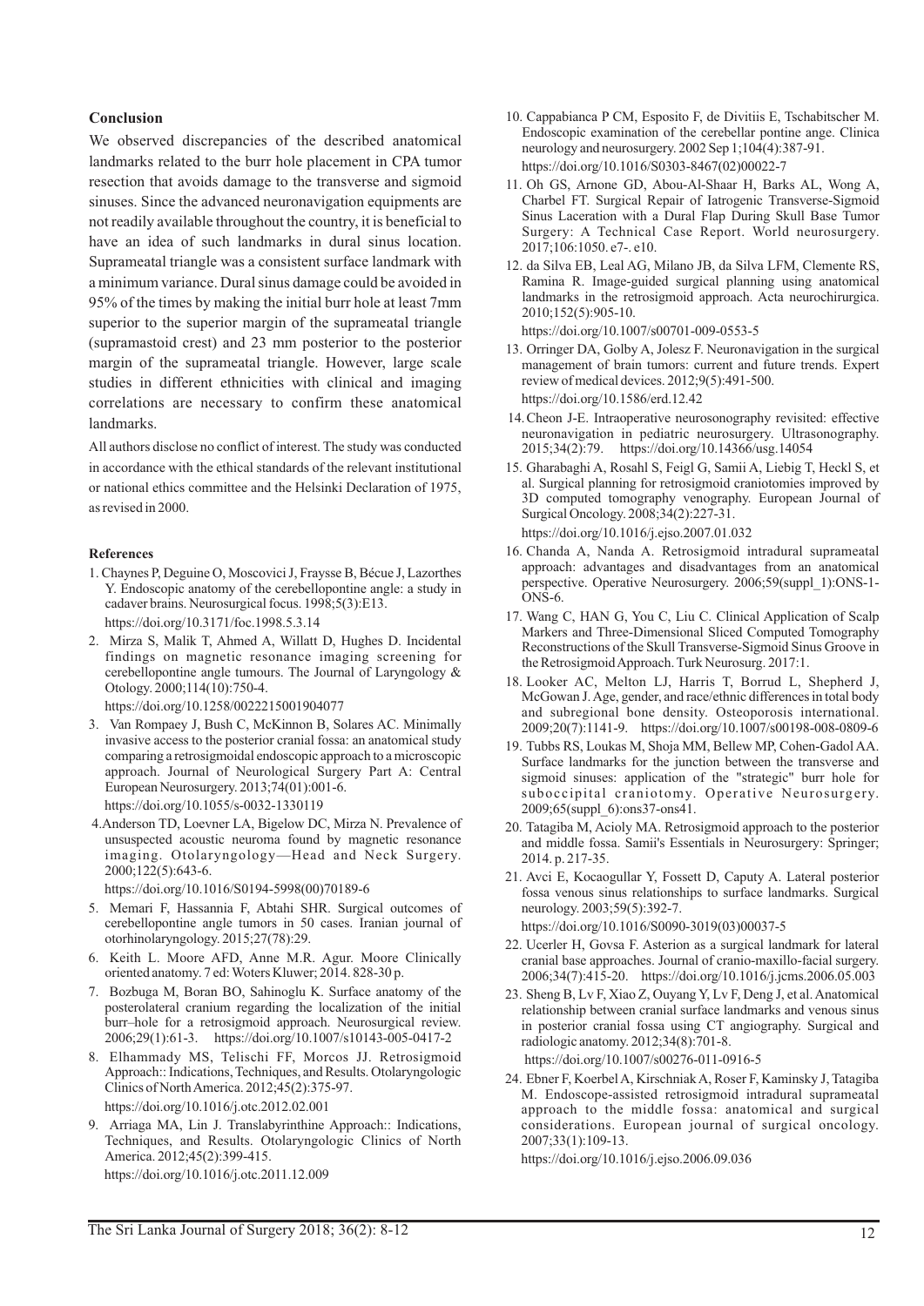### Conclusion

We observed discrepancies of the described anatomical landmarks related to the burr hole placement in CPA tumor resection that avoids damage to the transverse and sigmoid sinuses. Since the advanced neuronavigation equipments are not readily available throughout the country, it is beneficial to have an idea of such landmarks in dural sinus location. Suprameatal triangle was a consistent surface landmark with a minimum variance. Dural sinus damage could be avoided in 95% of the times by making the initial burr hole at least 7mm superior to the superior margin of the suprameatal triangle (supramastoid crest) and 23 mm posterior to the posterior margin of the suprameatal triangle. However, large scale studies in different ethnicities with clinical and imaging correlations are necessary to confirm these anatomical landmarks.

All authors disclose no conflict of interest. The study was conducted in accordance with the ethical standards of the relevant institutional or national ethics committee and the Helsinki Declaration of 1975, as revised in 2000.

### References

1. Chaynes P, Deguine O, Moscovici J, Fraysse B, Bécue J, Lazorthes Y. Endoscopic anatomy of the cerebellopontine angle: a study in cadaver brains. Neurosurgical focus. 1998;5(3):E13. https://doi.org/10.3171/foc.1998.5.3.14
2. Mirza S, Malik T, Ahmed A, Willatt D, Hughes D. Incidental findings on magnetic resonance imaging screening for cerebellopontine angle tumours. The Journal of Laryngology & Otology. 2000;114(10):750-4. https://doi.org/10.1258/0022215001904077
3. Van Rompaey J, Bush C, McKinnon B, Solares AC. Minimally invasive access to the posterior cranial fossa: an anatomical study comparing a retrosigmoidal endoscopic approach to a microscopic approach. Journal of Neurological Surgery Part A: Central European Neurosurgery. 2013;74(01):001-6. https://doi.org/10.1055/s-0032-1330119
4. Anderson TD, Loevner LA, Bigelow DC, Mirza N. Prevalence of unsuspected acoustic neuroma found by magnetic resonance imaging. Otolaryngology—Head and Neck Surgery. 2000;122(5):643-6. https://doi.org/10.1016/S0194-5998(00)70189-6
5. Memari F, Hassannia F, Abtahi SHR. Surgical outcomes of cerebellopontine angle tumors in 50 cases. Iranian journal of otorhinolaryngology. 2015;27(78):29.
6. Keith L. Moore AFD, Anne M.R. Agur. Moore Clinically oriented anatomy. 7 ed: Woters Kluwer; 2014. 828-30 p.
7. Bozbuga M, Boran BO, Sahinoglu K. Surface anatomy of the posterolateral cranium regarding the localization of the initial burr–hole for a retrosigmoid approach. Neurosurgical review. 2006;29(1):61-3. https://doi.org/10.1007/s10143-005-0417-2
8. Elhammady MS, Telischi FF, Morcos JJ. Retrosigmoid Approach:: Indications, Techniques, and Results. Otolaryngologic Clinics of North America. 2012;45(2):375-97. https://doi.org/10.1016/j.otc.2012.02.001
9. Arriaga MA, Lin J. Translabyrinthine Approach:: Indications, Techniques, and Results. Otolaryngologic Clinics of North America. 2012;45(2):399-415. https://doi.org/10.1016/j.otc.2011.12.009
10. Cappabianca P CM, Esposito F, de Divitiis E, Tschabitscher M. Endoscopic examination of the cerebellar pontine ange. Clinica neurology and neurosurgery. 2002 Sep 1;104(4):387-91. https://doi.org/10.1016/S0303-8467(02)00022-7
11. Oh GS, Arnone GD, Abou-Al-Shaar H, Barks AL, Wong A, Charbel FT. Surgical Repair of Iatrogenic Transverse-Sigmoid Sinus Laceration with a Dural Flap During Skull Base Tumor Surgery: A Technical Case Report. World neurosurgery. 2017;106:1050. e7-. e10.
12. da Silva EB, Leal AG, Milano JB, da Silva LFM, Clemente RS, Ramina R. Image-guided surgical planning using anatomical landmarks in the retrosigmoid approach. Acta neurochirurgica. 2010;152(5):905-10. https://doi.org/10.1007/s00701-009-0553-5
13. Orringer DA, Golby A, Jolesz F. Neuronavigation in the surgical management of brain tumors: current and future trends. Expert review of medical devices. 2012;9(5):491-500. https://doi.org/10.1586/erd.12.42
14. Cheon J-E. Intraoperative neurosonography revisited: effective neuronavigation in pediatric neurosurgery. Ultrasonography. 2015;34(2):79. https://doi.org/10.14366/usg.14054
15. Gharabaghi A, Rosahl S, Feigl G, Samii A, Liebig T, Heckl S, et al. Surgical planning for retrosigmoid craniotomies improved by 3D computed tomography venography. European Journal of Surgical Oncology. 2008;34(2):227-31. https://doi.org/10.1016/j.ejso.2007.01.032
16. Chanda A, Nanda A. Retrosigmoid intradural suprameatal approach: advantages and disadvantages from an anatomical perspective. Operative Neurosurgery. 2006;59(suppl_1):ONS-1-ONS-6.
17. Wang C, HAN G, You C, Liu C. Clinical Application of Scalp Markers and Three-Dimensional Sliced Computed Tomography Reconstructions of the Skull Transverse-Sigmoid Sinus Groove in the Retrosigmoid Approach. Turk Neurosurg. 2017:1.
18. Looker AC, Melton LJ, Harris T, Borrud L, Shepherd J, McGowan J. Age, gender, and race/ethnic differences in total body and subregional bone density. Osteoporosis international. 2009;20(7):1141-9. https://doi.org/10.1007/s00198-008-0809-6
19. Tubbs RS, Loukas M, Shoja MM, Bellew MP, Cohen-Gadol AA. Surface landmarks for the junction between the transverse and sigmoid sinuses: application of the "strategic" burr hole for suboccipital craniotomy. Operative Neurosurgery. 2009;65(suppl_6):ons37-ons41.
20. Tatagiba M, Acioly MA. Retrosigmoid approach to the posterior and middle fossa. Samii's Essentials in Neurosurgery: Springer; 2014. p. 217-35.
21. Avci E, Kocaogullar Y, Fossett D, Caputy A. Lateral posterior fossa venous sinus relationships to surface landmarks. Surgical neurology. 2003;59(5):392-7. https://doi.org/10.1016/S0090-3019(03)00037-5
22. Ucerler H, Govsa F. Asterion as a surgical landmark for lateral cranial base approaches. Journal of cranio-maxillo-facial surgery. 2006;34(7):415-20. https://doi.org/10.1016/j.jcms.2006.05.003
23. Sheng B, Lv F, Xiao Z, Ouyang Y, Lv F, Deng J, et al. Anatomical relationship between cranial surface landmarks and venous sinus in posterior cranial fossa using CT angiography. Surgical and radiologic anatomy. 2012;34(8):701-8. https://doi.org/10.1007/s00276-011-0916-5
24. Ebner F, Koerbel A, Kirschniak A, Roser F, Kaminsky J, Tatagiba M. Endoscope-assisted retrosigmoid intradural suprameatal approach to the middle fossa: anatomical and surgical considerations. European journal of surgical oncology. 2007;33(1):109-13. https://doi.org/10.1016/j.ejso.2006.09.036